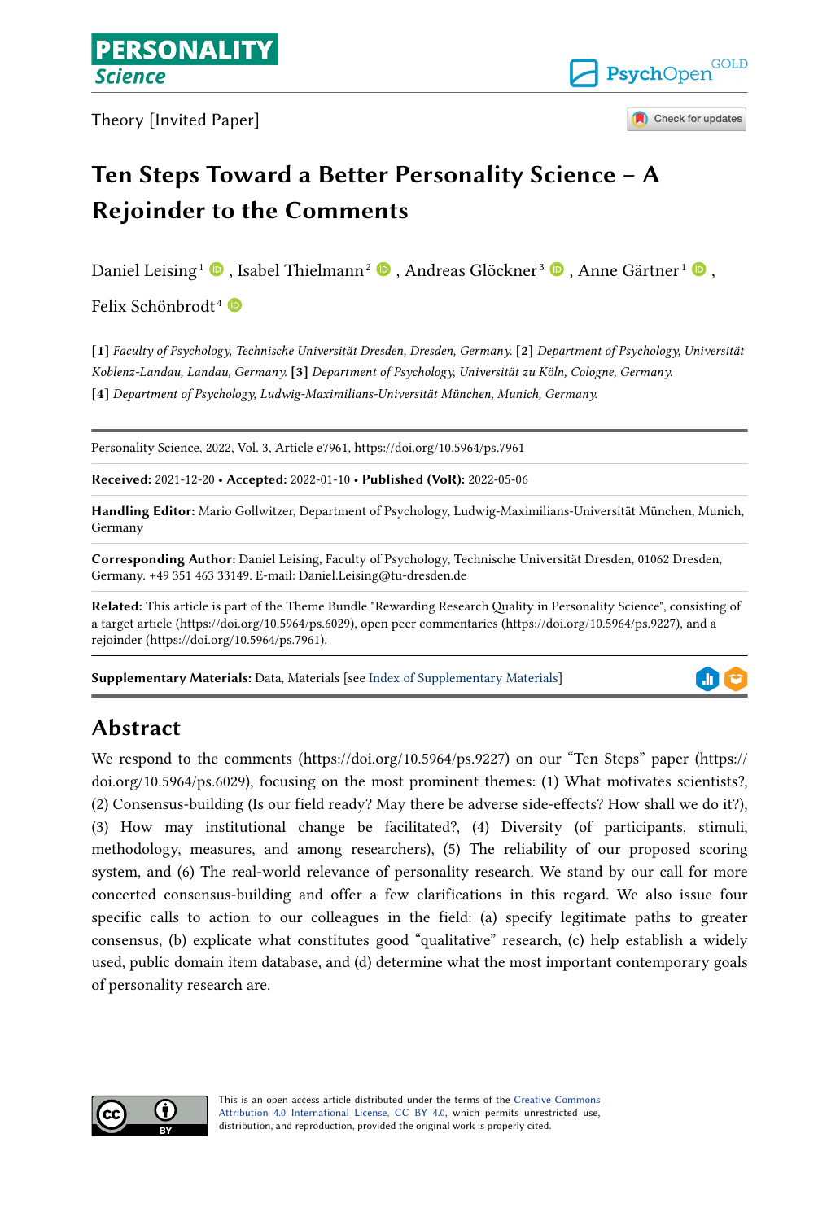PERSONALITY Science

Theory [Invited Paper]

# Ten Steps Toward a Better Personality Science – A Rejoinder to the Comments

Daniel Leising[1], Isabel Thielmann[2], Andreas Glöckner[3], Anne Gärtner[1], Felix Schönbrodt[4]

**[1]** *Faculty of Psychology, Technische Universität Dresden, Dresden, Germany.* **[2]** *Department of Psychology, Universität Koblenz-Landau, Landau, Germany.* **[3]** *Department of Psychology, Universität zu Köln, Cologne, Germany.* **[4]** *Department of Psychology, Ludwig-Maximilians-Universität München, Munich, Germany.*

Personality Science, 2022, Vol. 3, Article e7961, https://doi.org/10.5964/ps.7961

**Received:** 2021-12-20 • **Accepted:** 2022-01-10 • **Published (VoR):** 2022-05-06

**Handling Editor:** Mario Gollwitzer, Department of Psychology, Ludwig-Maximilians-Universität München, Munich, Germany

**Corresponding Author:** Daniel Leising, Faculty of Psychology, Technische Universität Dresden, 01062 Dresden, Germany. +49 351 463 33149. E-mail: Daniel.Leising@tu-dresden.de

**Related:** This article is part of the Theme Bundle "Rewarding Research Quality in Personality Science", consisting of a target article (https://doi.org/10.5964/ps.6029), open peer commentaries (https://doi.org/10.5964/ps.9227), and a rejoinder (https://doi.org/10.5964/ps.7961).

**Supplementary Materials:** Data, Materials [see Index of Supplementary Materials]

## Abstract

We respond to the comments (https://doi.org/10.5964/ps.9227) on our "Ten Steps" paper (https://doi.org/10.5964/ps.6029), focusing on the most prominent themes: (1) What motivates scientists?, (2) Consensus-building (Is our field ready? May there be adverse side-effects? How shall we do it?), (3) How may institutional change be facilitated?, (4) Diversity (of participants, stimuli, methodology, measures, and among researchers), (5) The reliability of our proposed scoring system, and (6) The real-world relevance of personality research. We stand by our call for more concerted consensus-building and offer a few clarifications in this regard. We also issue four specific calls to action to our colleagues in the field: (a) specify legitimate paths to greater consensus, (b) explicate what constitutes good "qualitative" research, (c) help establish a widely used, public domain item database, and (d) determine what the most important contemporary goals of personality research are.

This is an open access article distributed under the terms of the Creative Commons Attribution 4.0 International License, CC BY 4.0, which permits unrestricted use, distribution, and reproduction, provided the original work is properly cited.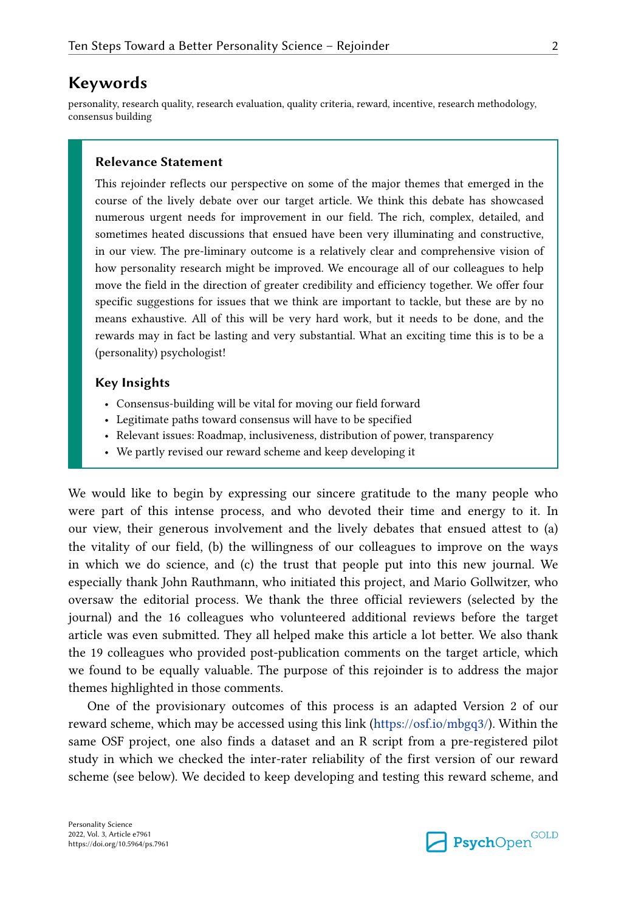## Keywords

personality, research quality, research evaluation, quality criteria, reward, incentive, research methodology, consensus building

### Relevance Statement

This rejoinder reflects our perspective on some of the major themes that emerged in the course of the lively debate over our target article. We think this debate has showcased numerous urgent needs for improvement in our field. The rich, complex, detailed, and sometimes heated discussions that ensued have been very illuminating and constructive, in our view. The pre-liminary outcome is a relatively clear and comprehensive vision of how personality research might be improved. We encourage all of our colleagues to help move the field in the direction of greater credibility and efficiency together. We offer four specific suggestions for issues that we think are important to tackle, but these are by no means exhaustive. All of this will be very hard work, but it needs to be done, and the rewards may in fact be lasting and very substantial. What an exciting time this is to be a (personality) psychologist!

### Key Insights

- Consensus-building will be vital for moving our field forward
- Legitimate paths toward consensus will have to be specified
- Relevant issues: Roadmap, inclusiveness, distribution of power, transparency
- We partly revised our reward scheme and keep developing it

We would like to begin by expressing our sincere gratitude to the many people who were part of this intense process, and who devoted their time and energy to it. In our view, their generous involvement and the lively debates that ensued attest to (a) the vitality of our field, (b) the willingness of our colleagues to improve on the ways in which we do science, and (c) the trust that people put into this new journal. We especially thank John Rauthmann, who initiated this project, and Mario Gollwitzer, who oversaw the editorial process. We thank the three official reviewers (selected by the journal) and the 16 colleagues who volunteered additional reviews before the target article was even submitted. They all helped make this article a lot better. We also thank the 19 colleagues who provided post-publication comments on the target article, which we found to be equally valuable. The purpose of this rejoinder is to address the major themes highlighted in those comments.

One of the provisionary outcomes of this process is an adapted Version 2 of our reward scheme, which may be accessed using this link (https://osf.io/mbgq3/). Within the same OSF project, one also finds a dataset and an R script from a pre-registered pilot study in which we checked the inter-rater reliability of the first version of our reward scheme (see below). We decided to keep developing and testing this reward scheme, and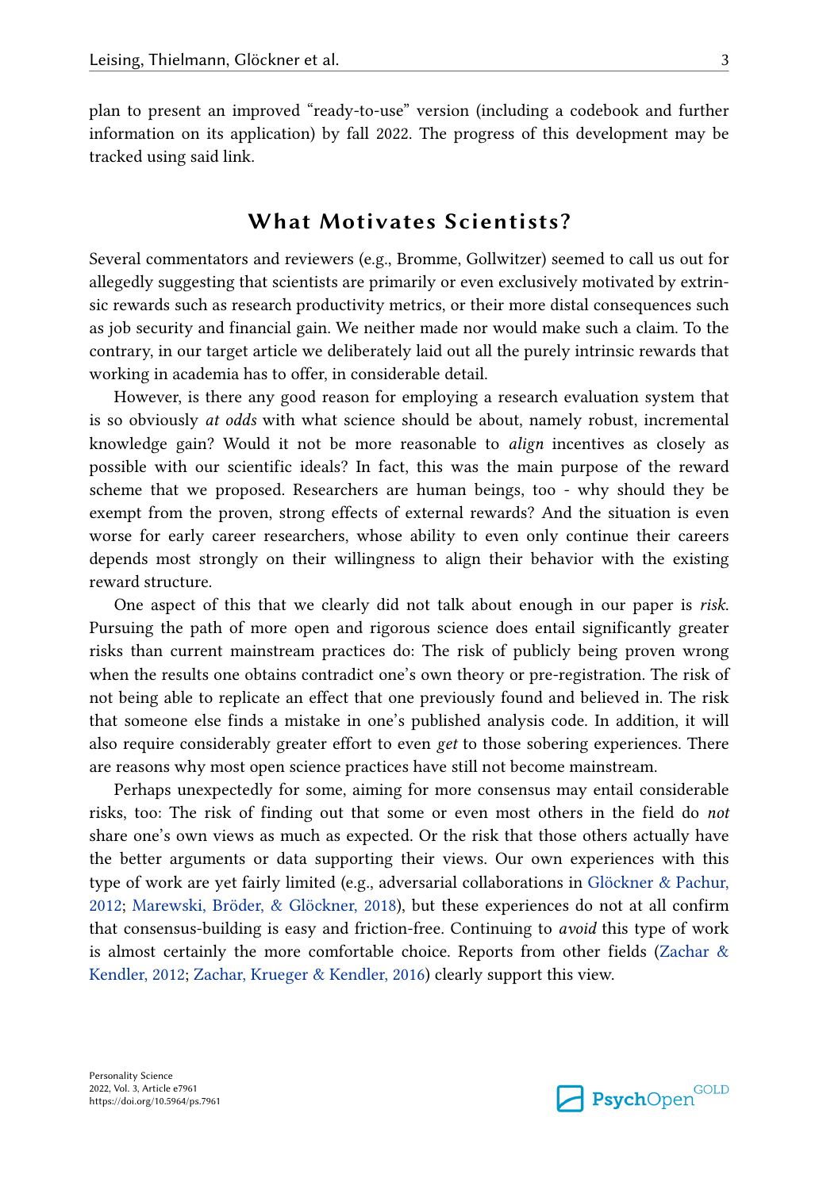plan to present an improved “ready-to-use” version (including a codebook and further information on its application) by fall 2022. The progress of this development may be tracked using said link.

## What Motivates Scientists?

Several commentators and reviewers (e.g., Bromme, Gollwitzer) seemed to call us out for allegedly suggesting that scientists are primarily or even exclusively motivated by extrinsic rewards such as research productivity metrics, or their more distal consequences such as job security and financial gain. We neither made nor would make such a claim. To the contrary, in our target article we deliberately laid out all the purely intrinsic rewards that working in academia has to offer, in considerable detail.

However, is there any good reason for employing a research evaluation system that is so obviously *at odds* with what science should be about, namely robust, incremental knowledge gain? Would it not be more reasonable to *align* incentives as closely as possible with our scientific ideals? In fact, this was the main purpose of the reward scheme that we proposed. Researchers are human beings, too - why should they be exempt from the proven, strong effects of external rewards? And the situation is even worse for early career researchers, whose ability to even only continue their careers depends most strongly on their willingness to align their behavior with the existing reward structure.

One aspect of this that we clearly did not talk about enough in our paper is *risk*. Pursuing the path of more open and rigorous science does entail significantly greater risks than current mainstream practices do: The risk of publicly being proven wrong when the results one obtains contradict one’s own theory or pre-registration. The risk of not being able to replicate an effect that one previously found and believed in. The risk that someone else finds a mistake in one’s published analysis code. In addition, it will also require considerably greater effort to even *get* to those sobering experiences. There are reasons why most open science practices have still not become mainstream.

Perhaps unexpectedly for some, aiming for more consensus may entail considerable risks, too: The risk of finding out that some or even most others in the field do *not* share one’s own views as much as expected. Or the risk that those others actually have the better arguments or data supporting their views. Our own experiences with this type of work are yet fairly limited (e.g., adversarial collaborations in Glöckner & Pachur, 2012; Marewski, Bröder, & Glöckner, 2018), but these experiences do not at all confirm that consensus-building is easy and friction-free. Continuing to *avoid* this type of work is almost certainly the more comfortable choice. Reports from other fields (Zachar & Kendler, 2012; Zachar, Krueger & Kendler, 2016) clearly support this view.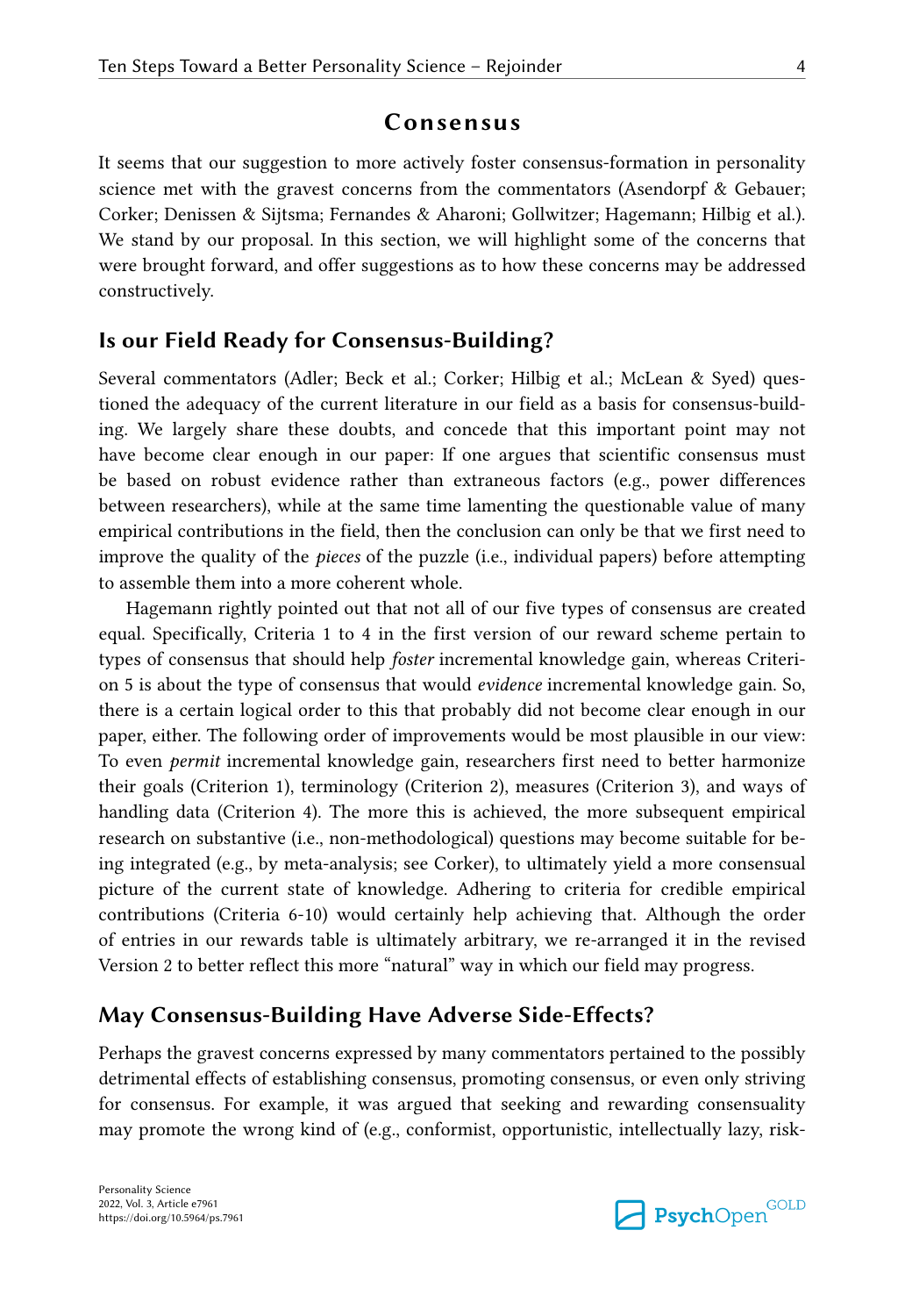# Consensus

It seems that our suggestion to more actively foster consensus-formation in personality science met with the gravest concerns from the commentators (Asendorpf & Gebauer; Corker; Denissen & Sijtsma; Fernandes & Aharoni; Gollwitzer; Hagemann; Hilbig et al.). We stand by our proposal. In this section, we will highlight some of the concerns that were brought forward, and offer suggestions as to how these concerns may be addressed constructively.

## Is our Field Ready for Consensus-Building?

Several commentators (Adler; Beck et al.; Corker; Hilbig et al.; McLean & Syed) questioned the adequacy of the current literature in our field as a basis for consensus-building. We largely share these doubts, and concede that this important point may not have become clear enough in our paper: If one argues that scientific consensus must be based on robust evidence rather than extraneous factors (e.g., power differences between researchers), while at the same time lamenting the questionable value of many empirical contributions in the field, then the conclusion can only be that we first need to improve the quality of the *pieces* of the puzzle (i.e., individual papers) before attempting to assemble them into a more coherent whole.

Hagemann rightly pointed out that not all of our five types of consensus are created equal. Specifically, Criteria 1 to 4 in the first version of our reward scheme pertain to types of consensus that should help *foster* incremental knowledge gain, whereas Criterion 5 is about the type of consensus that would *evidence* incremental knowledge gain. So, there is a certain logical order to this that probably did not become clear enough in our paper, either. The following order of improvements would be most plausible in our view: To even *permit* incremental knowledge gain, researchers first need to better harmonize their goals (Criterion 1), terminology (Criterion 2), measures (Criterion 3), and ways of handling data (Criterion 4). The more this is achieved, the more subsequent empirical research on substantive (i.e., non-methodological) questions may become suitable for being integrated (e.g., by meta-analysis; see Corker), to ultimately yield a more consensual picture of the current state of knowledge. Adhering to criteria for credible empirical contributions (Criteria 6-10) would certainly help achieving that. Although the order of entries in our rewards table is ultimately arbitrary, we re-arranged it in the revised Version 2 to better reflect this more "natural" way in which our field may progress.

## May Consensus-Building Have Adverse Side-Effects?

Perhaps the gravest concerns expressed by many commentators pertained to the possibly detrimental effects of establishing consensus, promoting consensus, or even only striving for consensus. For example, it was argued that seeking and rewarding consensuality may promote the wrong kind of (e.g., conformist, opportunistic, intellectually lazy, risk-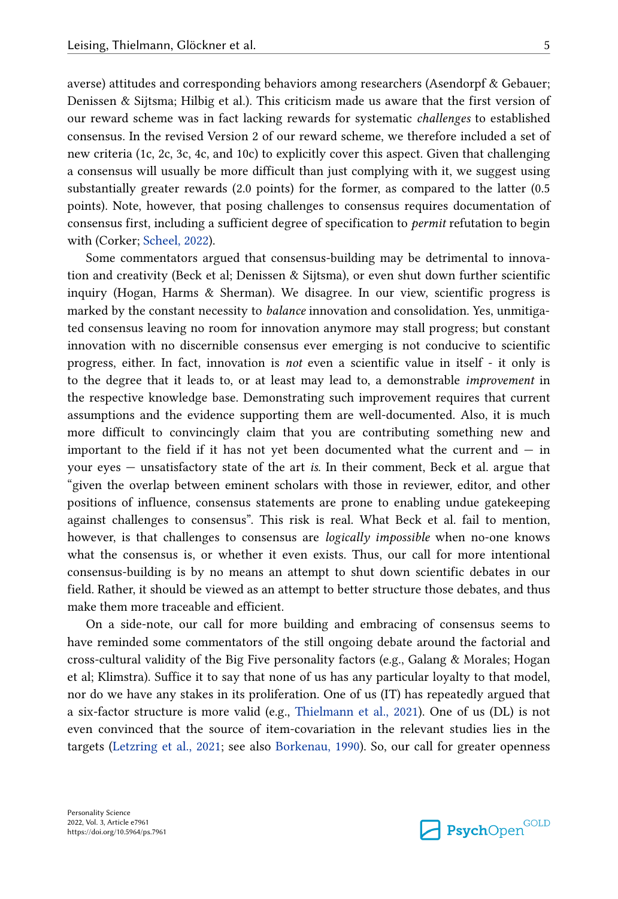averse) attitudes and corresponding behaviors among researchers (Asendorpf & Gebauer; Denissen & Sijtsma; Hilbig et al.). This criticism made us aware that the first version of our reward scheme was in fact lacking rewards for systematic *challenges* to established consensus. In the revised Version 2 of our reward scheme, we therefore included a set of new criteria (1c, 2c, 3c, 4c, and 10c) to explicitly cover this aspect. Given that challenging a consensus will usually be more difficult than just complying with it, we suggest using substantially greater rewards (2.0 points) for the former, as compared to the latter (0.5 points). Note, however, that posing challenges to consensus requires documentation of consensus first, including a sufficient degree of specification to *permit* refutation to begin with (Corker; Scheel, 2022).

Some commentators argued that consensus-building may be detrimental to innovation and creativity (Beck et al; Denissen & Sijtsma), or even shut down further scientific inquiry (Hogan, Harms & Sherman). We disagree. In our view, scientific progress is marked by the constant necessity to *balance* innovation and consolidation. Yes, unmitigated consensus leaving no room for innovation anymore may stall progress; but constant innovation with no discernible consensus ever emerging is not conducive to scientific progress, either. In fact, innovation is *not* even a scientific value in itself - it only is to the degree that it leads to, or at least may lead to, a demonstrable *improvement* in the respective knowledge base. Demonstrating such improvement requires that current assumptions and the evidence supporting them are well-documented. Also, it is much more difficult to convincingly claim that you are contributing something new and important to the field if it has not yet been documented what the current and — in your eyes — unsatisfactory state of the art *is*. In their comment, Beck et al. argue that "given the overlap between eminent scholars with those in reviewer, editor, and other positions of influence, consensus statements are prone to enabling undue gatekeeping against challenges to consensus". This risk is real. What Beck et al. fail to mention, however, is that challenges to consensus are *logically impossible* when no-one knows what the consensus is, or whether it even exists. Thus, our call for more intentional consensus-building is by no means an attempt to shut down scientific debates in our field. Rather, it should be viewed as an attempt to better structure those debates, and thus make them more traceable and efficient.

On a side-note, our call for more building and embracing of consensus seems to have reminded some commentators of the still ongoing debate around the factorial and cross-cultural validity of the Big Five personality factors (e.g., Galang & Morales; Hogan et al; Klimstra). Suffice it to say that none of us has any particular loyalty to that model, nor do we have any stakes in its proliferation. One of us (IT) has repeatedly argued that a six-factor structure is more valid (e.g., Thielmann et al., 2021). One of us (DL) is not even convinced that the source of item-covariation in the relevant studies lies in the targets (Letzring et al., 2021; see also Borkenau, 1990). So, our call for greater openness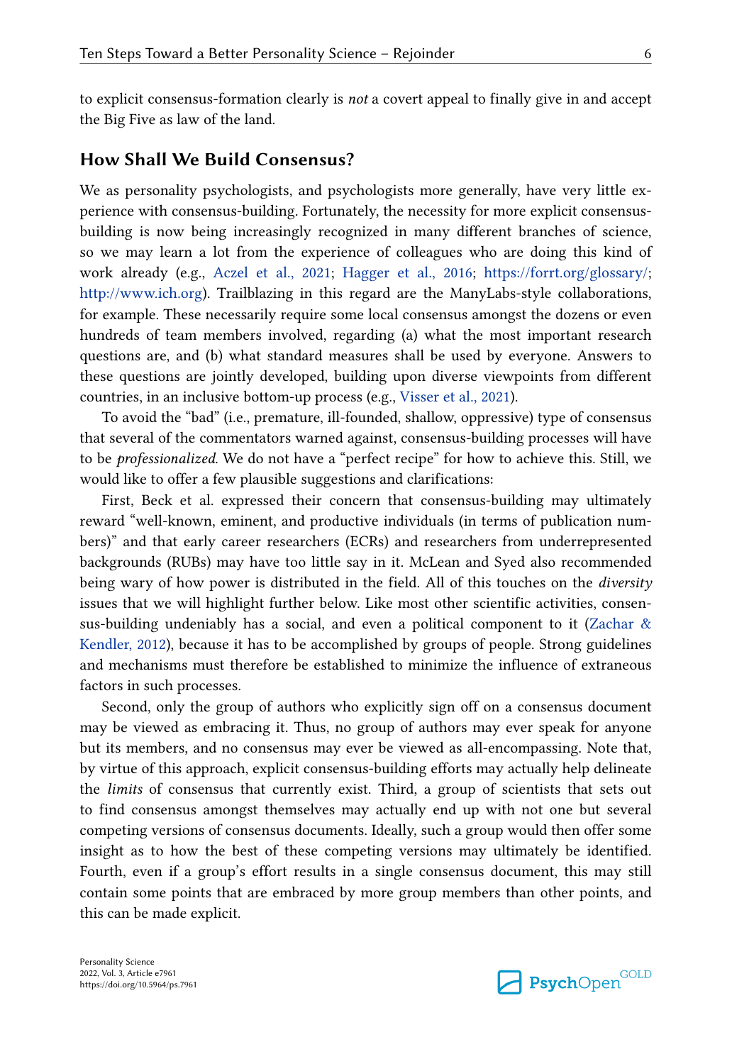to explicit consensus-formation clearly is *not* a covert appeal to finally give in and accept the Big Five as law of the land.

## How Shall We Build Consensus?

We as personality psychologists, and psychologists more generally, have very little experience with consensus-building. Fortunately, the necessity for more explicit consensus-building is now being increasingly recognized in many different branches of science, so we may learn a lot from the experience of colleagues who are doing this kind of work already (e.g., Aczel et al., 2021; Hagger et al., 2016; https://forrt.org/glossary/; http://www.ich.org). Trailblazing in this regard are the ManyLabs-style collaborations, for example. These necessarily require some local consensus amongst the dozens or even hundreds of team members involved, regarding (a) what the most important research questions are, and (b) what standard measures shall be used by everyone. Answers to these questions are jointly developed, building upon diverse viewpoints from different countries, in an inclusive bottom-up process (e.g., Visser et al., 2021).

To avoid the "bad" (i.e., premature, ill-founded, shallow, oppressive) type of consensus that several of the commentators warned against, consensus-building processes will have to be *professionalized*. We do not have a "perfect recipe" for how to achieve this. Still, we would like to offer a few plausible suggestions and clarifications:

First, Beck et al. expressed their concern that consensus-building may ultimately reward "well-known, eminent, and productive individuals (in terms of publication numbers)" and that early career researchers (ECRs) and researchers from underrepresented backgrounds (RUBs) may have too little say in it. McLean and Syed also recommended being wary of how power is distributed in the field. All of this touches on the *diversity* issues that we will highlight further below. Like most other scientific activities, consensus-building undeniably has a social, and even a political component to it (Zachar & Kendler, 2012), because it has to be accomplished by groups of people. Strong guidelines and mechanisms must therefore be established to minimize the influence of extraneous factors in such processes.

Second, only the group of authors who explicitly sign off on a consensus document may be viewed as embracing it. Thus, no group of authors may ever speak for anyone but its members, and no consensus may ever be viewed as all-encompassing. Note that, by virtue of this approach, explicit consensus-building efforts may actually help delineate the *limits* of consensus that currently exist. Third, a group of scientists that sets out to find consensus amongst themselves may actually end up with not one but several competing versions of consensus documents. Ideally, such a group would then offer some insight as to how the best of these competing versions may ultimately be identified. Fourth, even if a group's effort results in a single consensus document, this may still contain some points that are embraced by more group members than other points, and this can be made explicit.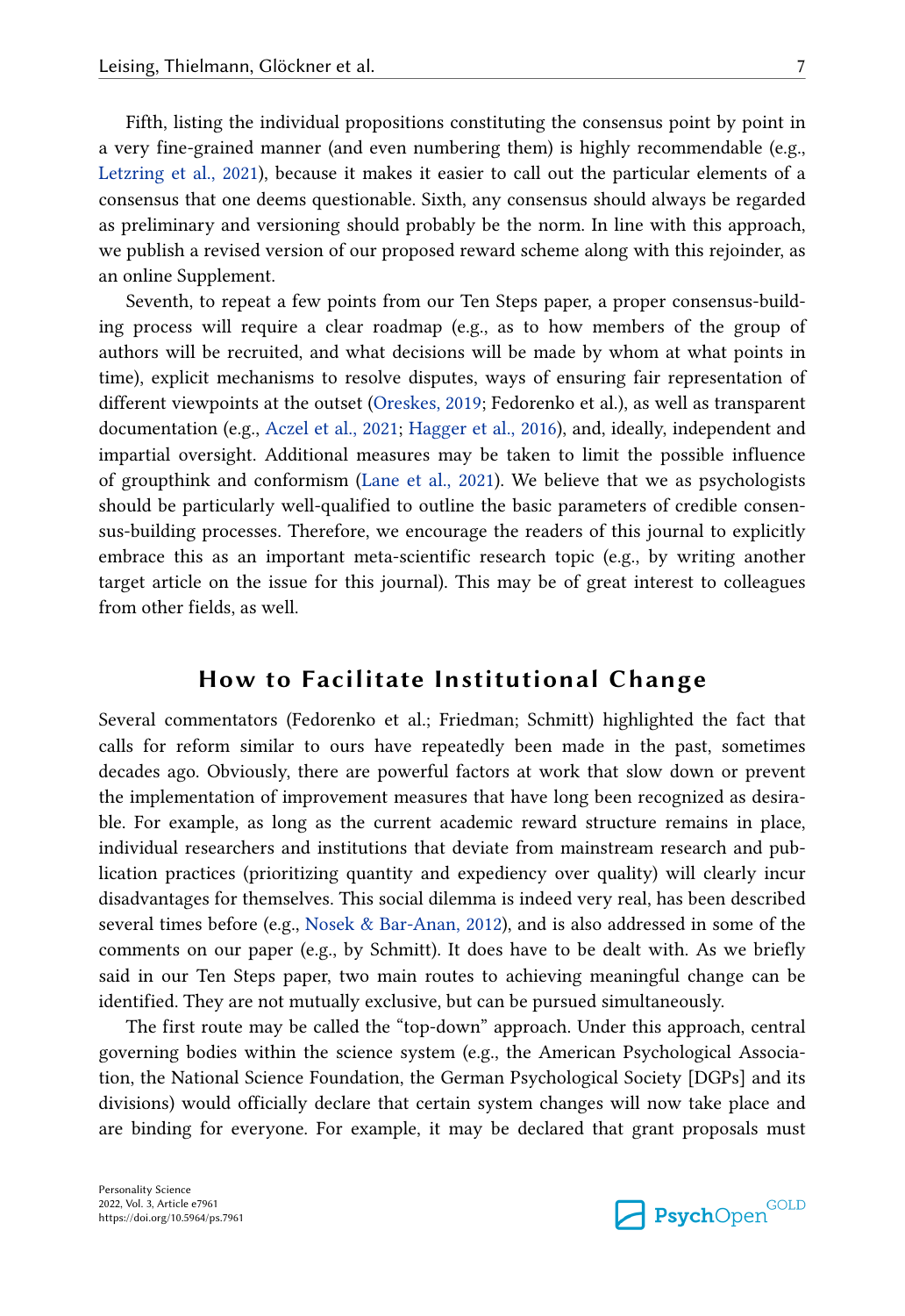Fifth, listing the individual propositions constituting the consensus point by point in a very fine-grained manner (and even numbering them) is highly recommendable (e.g., Letzring et al., 2021), because it makes it easier to call out the particular elements of a consensus that one deems questionable. Sixth, any consensus should always be regarded as preliminary and versioning should probably be the norm. In line with this approach, we publish a revised version of our proposed reward scheme along with this rejoinder, as an online Supplement.

Seventh, to repeat a few points from our Ten Steps paper, a proper consensus-building process will require a clear roadmap (e.g., as to how members of the group of authors will be recruited, and what decisions will be made by whom at what points in time), explicit mechanisms to resolve disputes, ways of ensuring fair representation of different viewpoints at the outset (Oreskes, 2019; Fedorenko et al.), as well as transparent documentation (e.g., Aczel et al., 2021; Hagger et al., 2016), and, ideally, independent and impartial oversight. Additional measures may be taken to limit the possible influence of groupthink and conformism (Lane et al., 2021). We believe that we as psychologists should be particularly well-qualified to outline the basic parameters of credible consensus-building processes. Therefore, we encourage the readers of this journal to explicitly embrace this as an important meta-scientific research topic (e.g., by writing another target article on the issue for this journal). This may be of great interest to colleagues from other fields, as well.

## How to Facilitate Institutional Change

Several commentators (Fedorenko et al.; Friedman; Schmitt) highlighted the fact that calls for reform similar to ours have repeatedly been made in the past, sometimes decades ago. Obviously, there are powerful factors at work that slow down or prevent the implementation of improvement measures that have long been recognized as desirable. For example, as long as the current academic reward structure remains in place, individual researchers and institutions that deviate from mainstream research and publication practices (prioritizing quantity and expediency over quality) will clearly incur disadvantages for themselves. This social dilemma is indeed very real, has been described several times before (e.g., Nosek & Bar-Anan, 2012), and is also addressed in some of the comments on our paper (e.g., by Schmitt). It does have to be dealt with. As we briefly said in our Ten Steps paper, two main routes to achieving meaningful change can be identified. They are not mutually exclusive, but can be pursued simultaneously.

The first route may be called the "top-down" approach. Under this approach, central governing bodies within the science system (e.g., the American Psychological Association, the National Science Foundation, the German Psychological Society [DGPs] and its divisions) would officially declare that certain system changes will now take place and are binding for everyone. For example, it may be declared that grant proposals must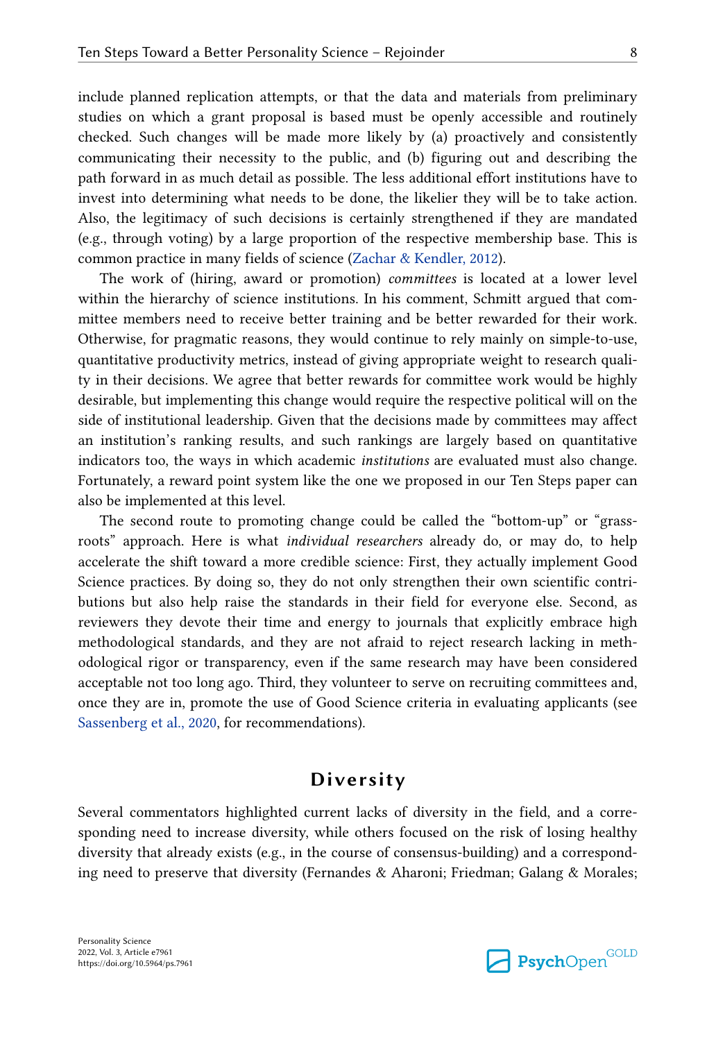include planned replication attempts, or that the data and materials from preliminary studies on which a grant proposal is based must be openly accessible and routinely checked. Such changes will be made more likely by (a) proactively and consistently communicating their necessity to the public, and (b) figuring out and describing the path forward in as much detail as possible. The less additional effort institutions have to invest into determining what needs to be done, the likelier they will be to take action. Also, the legitimacy of such decisions is certainly strengthened if they are mandated (e.g., through voting) by a large proportion of the respective membership base. This is common practice in many fields of science (Zachar & Kendler, 2012).

The work of (hiring, award or promotion) *committees* is located at a lower level within the hierarchy of science institutions. In his comment, Schmitt argued that committee members need to receive better training and be better rewarded for their work. Otherwise, for pragmatic reasons, they would continue to rely mainly on simple-to-use, quantitative productivity metrics, instead of giving appropriate weight to research quality in their decisions. We agree that better rewards for committee work would be highly desirable, but implementing this change would require the respective political will on the side of institutional leadership. Given that the decisions made by committees may affect an institution's ranking results, and such rankings are largely based on quantitative indicators too, the ways in which academic *institutions* are evaluated must also change. Fortunately, a reward point system like the one we proposed in our Ten Steps paper can also be implemented at this level.

The second route to promoting change could be called the "bottom-up" or "grassroots" approach. Here is what *individual researchers* already do, or may do, to help accelerate the shift toward a more credible science: First, they actually implement Good Science practices. By doing so, they do not only strengthen their own scientific contributions but also help raise the standards in their field for everyone else. Second, as reviewers they devote their time and energy to journals that explicitly embrace high methodological standards, and they are not afraid to reject research lacking in methodological rigor or transparency, even if the same research may have been considered acceptable not too long ago. Third, they volunteer to serve on recruiting committees and, once they are in, promote the use of Good Science criteria in evaluating applicants (see Sassenberg et al., 2020, for recommendations).

## Diversity

Several commentators highlighted current lacks of diversity in the field, and a corresponding need to increase diversity, while others focused on the risk of losing healthy diversity that already exists (e.g., in the course of consensus-building) and a corresponding need to preserve that diversity (Fernandes & Aharoni; Friedman; Galang & Morales;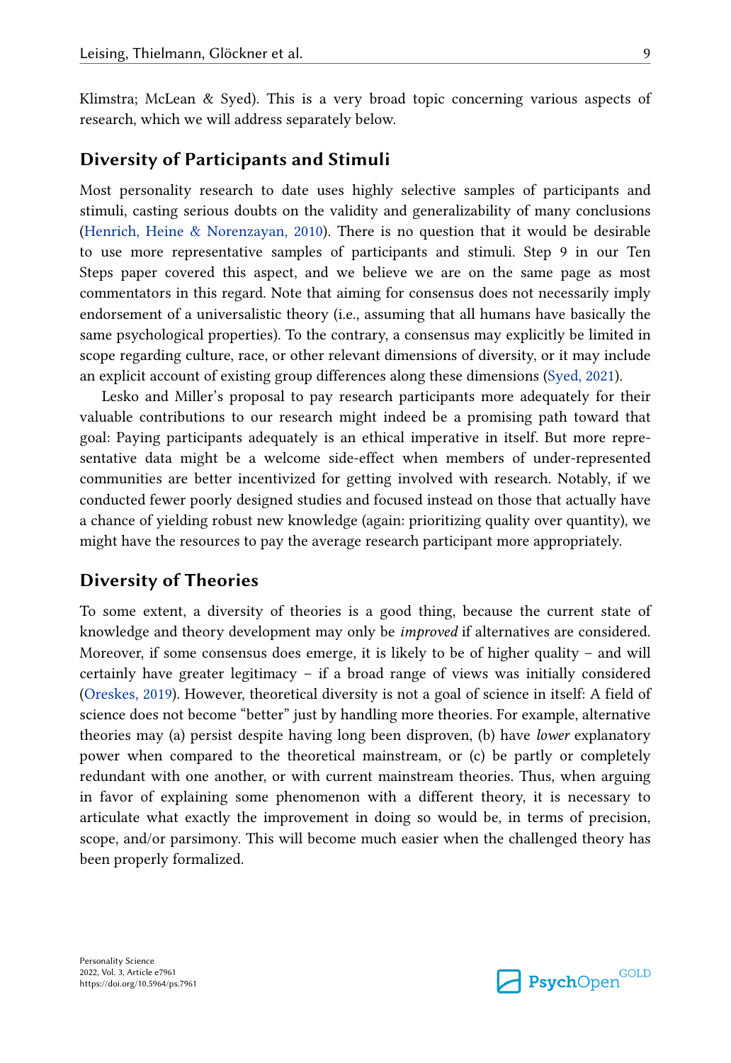Klimstra; McLean & Syed). This is a very broad topic concerning various aspects of research, which we will address separately below.

## Diversity of Participants and Stimuli

Most personality research to date uses highly selective samples of participants and stimuli, casting serious doubts on the validity and generalizability of many conclusions (Henrich, Heine & Norenzayan, 2010). There is no question that it would be desirable to use more representative samples of participants and stimuli. Step 9 in our Ten Steps paper covered this aspect, and we believe we are on the same page as most commentators in this regard. Note that aiming for consensus does not necessarily imply endorsement of a universalistic theory (i.e., assuming that all humans have basically the same psychological properties). To the contrary, a consensus may explicitly be limited in scope regarding culture, race, or other relevant dimensions of diversity, or it may include an explicit account of existing group differences along these dimensions (Syed, 2021).

Lesko and Miller's proposal to pay research participants more adequately for their valuable contributions to our research might indeed be a promising path toward that goal: Paying participants adequately is an ethical imperative in itself. But more representative data might be a welcome side-effect when members of under-represented communities are better incentivized for getting involved with research. Notably, if we conducted fewer poorly designed studies and focused instead on those that actually have a chance of yielding robust new knowledge (again: prioritizing quality over quantity), we might have the resources to pay the average research participant more appropriately.

## Diversity of Theories

To some extent, a diversity of theories is a good thing, because the current state of knowledge and theory development may only be *improved* if alternatives are considered. Moreover, if some consensus does emerge, it is likely to be of higher quality – and will certainly have greater legitimacy – if a broad range of views was initially considered (Oreskes, 2019). However, theoretical diversity is not a goal of science in itself: A field of science does not become "better" just by handling more theories. For example, alternative theories may (a) persist despite having long been disproven, (b) have *lower* explanatory power when compared to the theoretical mainstream, or (c) be partly or completely redundant with one another, or with current mainstream theories. Thus, when arguing in favor of explaining some phenomenon with a different theory, it is necessary to articulate what exactly the improvement in doing so would be, in terms of precision, scope, and/or parsimony. This will become much easier when the challenged theory has been properly formalized.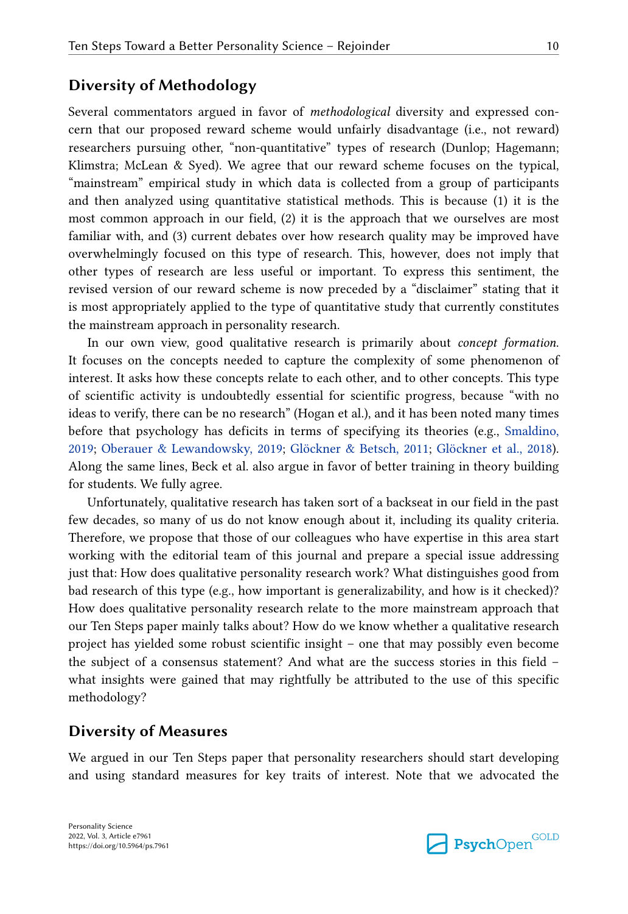## Diversity of Methodology

Several commentators argued in favor of *methodological* diversity and expressed concern that our proposed reward scheme would unfairly disadvantage (i.e., not reward) researchers pursuing other, "non-quantitative" types of research (Dunlop; Hagemann; Klimstra; McLean & Syed). We agree that our reward scheme focuses on the typical, "mainstream" empirical study in which data is collected from a group of participants and then analyzed using quantitative statistical methods. This is because (1) it is the most common approach in our field, (2) it is the approach that we ourselves are most familiar with, and (3) current debates over how research quality may be improved have overwhelmingly focused on this type of research. This, however, does not imply that other types of research are less useful or important. To express this sentiment, the revised version of our reward scheme is now preceded by a "disclaimer" stating that it is most appropriately applied to the type of quantitative study that currently constitutes the mainstream approach in personality research.

In our own view, good qualitative research is primarily about *concept formation*. It focuses on the concepts needed to capture the complexity of some phenomenon of interest. It asks how these concepts relate to each other, and to other concepts. This type of scientific activity is undoubtedly essential for scientific progress, because "with no ideas to verify, there can be no research" (Hogan et al.), and it has been noted many times before that psychology has deficits in terms of specifying its theories (e.g., Smaldino, 2019; Oberauer & Lewandowsky, 2019; Glöckner & Betsch, 2011; Glöckner et al., 2018). Along the same lines, Beck et al. also argue in favor of better training in theory building for students. We fully agree.

Unfortunately, qualitative research has taken sort of a backseat in our field in the past few decades, so many of us do not know enough about it, including its quality criteria. Therefore, we propose that those of our colleagues who have expertise in this area start working with the editorial team of this journal and prepare a special issue addressing just that: How does qualitative personality research work? What distinguishes good from bad research of this type (e.g., how important is generalizability, and how is it checked)? How does qualitative personality research relate to the more mainstream approach that our Ten Steps paper mainly talks about? How do we know whether a qualitative research project has yielded some robust scientific insight – one that may possibly even become the subject of a consensus statement? And what are the success stories in this field – what insights were gained that may rightfully be attributed to the use of this specific methodology?

## Diversity of Measures

We argued in our Ten Steps paper that personality researchers should start developing and using standard measures for key traits of interest. Note that we advocated the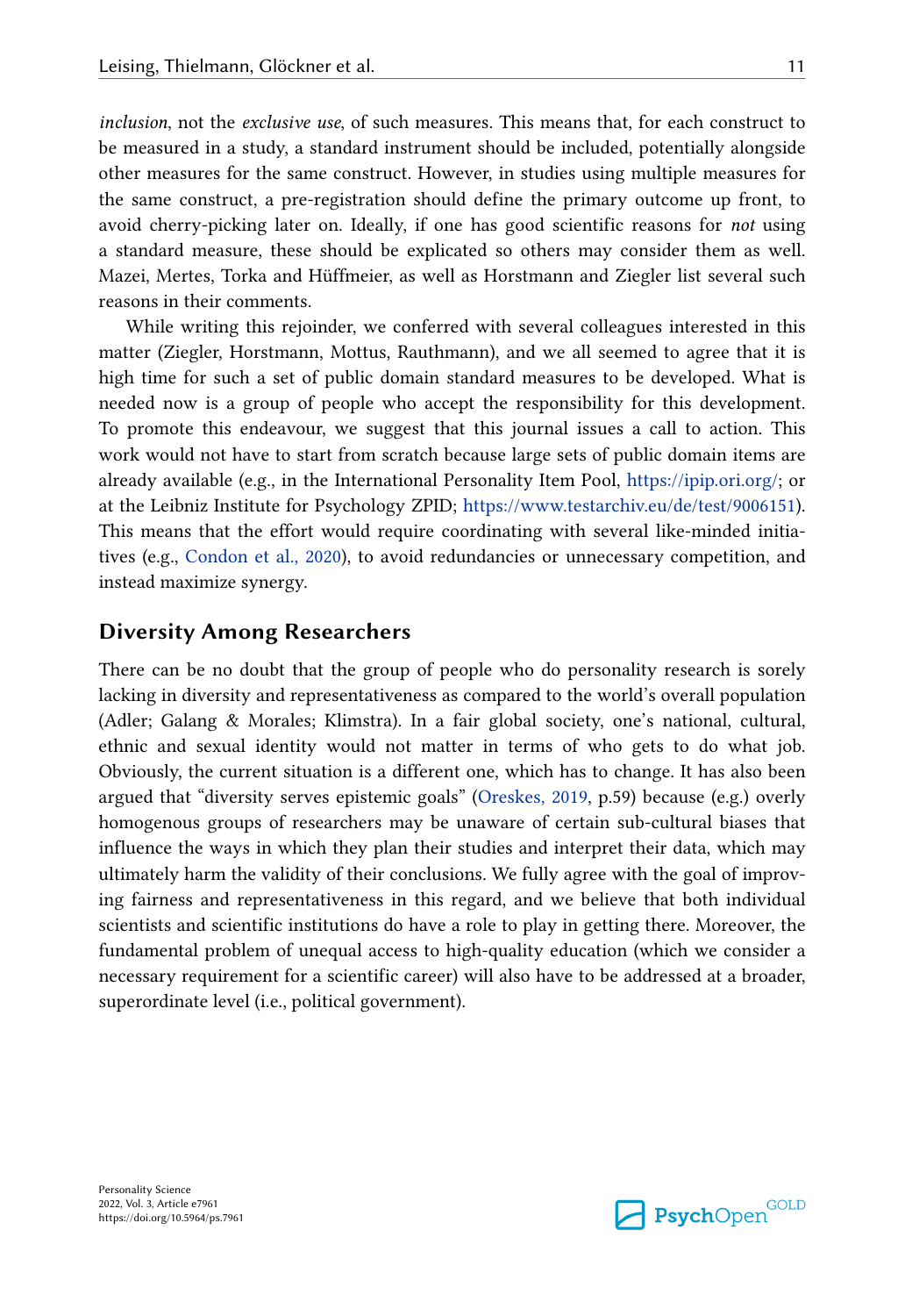*inclusion*, not the *exclusive use*, of such measures. This means that, for each construct to be measured in a study, a standard instrument should be included, potentially alongside other measures for the same construct. However, in studies using multiple measures for the same construct, a pre-registration should define the primary outcome up front, to avoid cherry-picking later on. Ideally, if one has good scientific reasons for *not* using a standard measure, these should be explicated so others may consider them as well. Mazei, Mertes, Torka and Hüffmeier, as well as Horstmann and Ziegler list several such reasons in their comments.

While writing this rejoinder, we conferred with several colleagues interested in this matter (Ziegler, Horstmann, Mottus, Rauthmann), and we all seemed to agree that it is high time for such a set of public domain standard measures to be developed. What is needed now is a group of people who accept the responsibility for this development. To promote this endeavour, we suggest that this journal issues a call to action. This work would not have to start from scratch because large sets of public domain items are already available (e.g., in the International Personality Item Pool, https://ipip.ori.org/; or at the Leibniz Institute for Psychology ZPID; https://www.testarchiv.eu/de/test/9006151). This means that the effort would require coordinating with several like-minded initiatives (e.g., Condon et al., 2020), to avoid redundancies or unnecessary competition, and instead maximize synergy.

## Diversity Among Researchers

There can be no doubt that the group of people who do personality research is sorely lacking in diversity and representativeness as compared to the world's overall population (Adler; Galang & Morales; Klimstra). In a fair global society, one's national, cultural, ethnic and sexual identity would not matter in terms of who gets to do what job. Obviously, the current situation is a different one, which has to change. It has also been argued that "diversity serves epistemic goals" (Oreskes, 2019, p.59) because (e.g.) overly homogenous groups of researchers may be unaware of certain sub-cultural biases that influence the ways in which they plan their studies and interpret their data, which may ultimately harm the validity of their conclusions. We fully agree with the goal of improving fairness and representativeness in this regard, and we believe that both individual scientists and scientific institutions do have a role to play in getting there. Moreover, the fundamental problem of unequal access to high-quality education (which we consider a necessary requirement for a scientific career) will also have to be addressed at a broader, superordinate level (i.e., political government).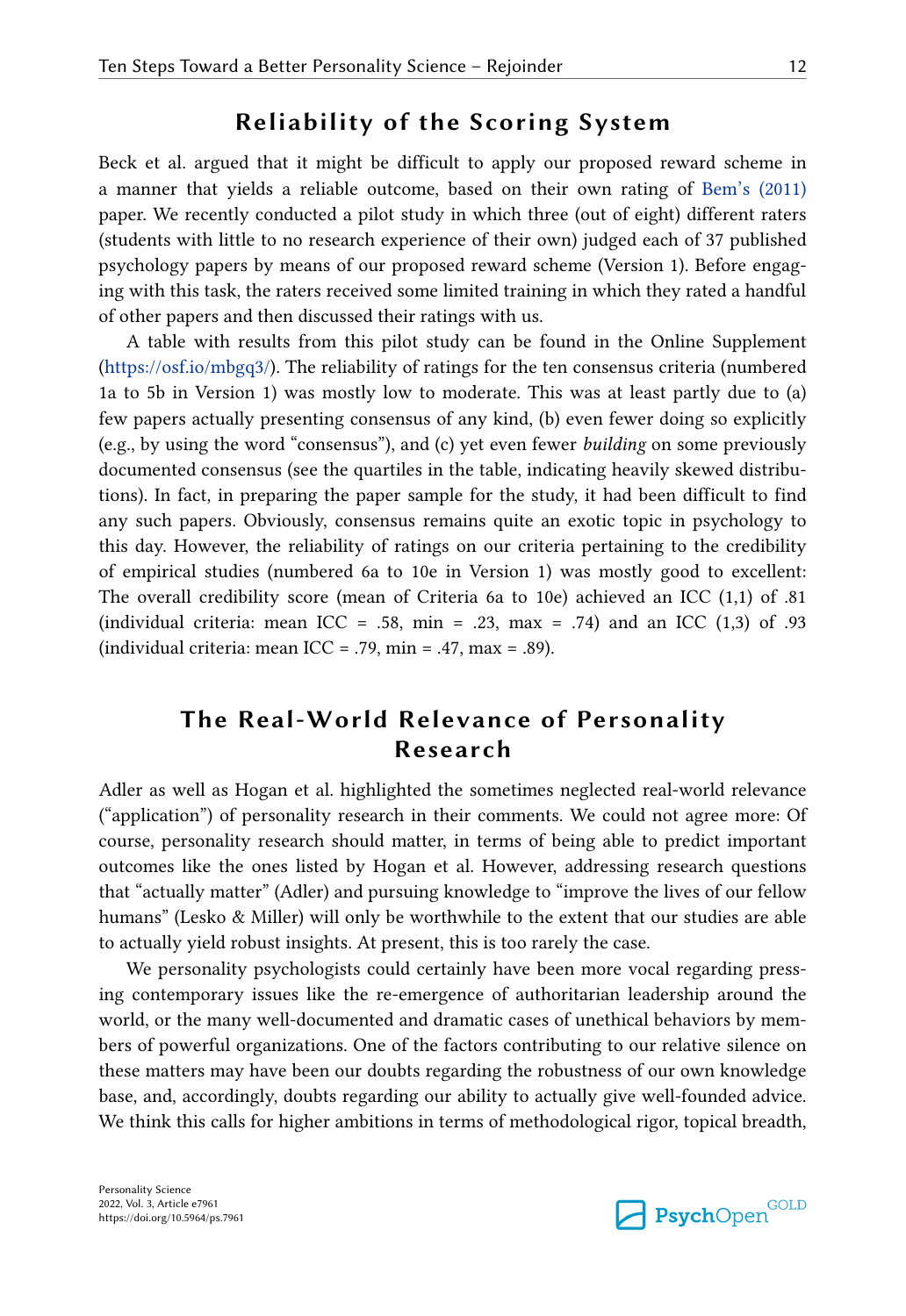## Reliability of the Scoring System

Beck et al. argued that it might be difficult to apply our proposed reward scheme in a manner that yields a reliable outcome, based on their own rating of Bem's (2011) paper. We recently conducted a pilot study in which three (out of eight) different raters (students with little to no research experience of their own) judged each of 37 published psychology papers by means of our proposed reward scheme (Version 1). Before engaging with this task, the raters received some limited training in which they rated a handful of other papers and then discussed their ratings with us.

A table with results from this pilot study can be found in the Online Supplement (https://osf.io/mbgq3/). The reliability of ratings for the ten consensus criteria (numbered 1a to 5b in Version 1) was mostly low to moderate. This was at least partly due to (a) few papers actually presenting consensus of any kind, (b) even fewer doing so explicitly (e.g., by using the word "consensus"), and (c) yet even fewer *building* on some previously documented consensus (see the quartiles in the table, indicating heavily skewed distributions). In fact, in preparing the paper sample for the study, it had been difficult to find any such papers. Obviously, consensus remains quite an exotic topic in psychology to this day. However, the reliability of ratings on our criteria pertaining to the credibility of empirical studies (numbered 6a to 10e in Version 1) was mostly good to excellent: The overall credibility score (mean of Criteria 6a to 10e) achieved an ICC (1,1) of .81 (individual criteria: mean ICC = .58, min = .23, max = .74) and an ICC (1,3) of .93 (individual criteria: mean ICC = .79, min = .47, max = .89).

## The Real-World Relevance of Personality Research

Adler as well as Hogan et al. highlighted the sometimes neglected real-world relevance ("application") of personality research in their comments. We could not agree more: Of course, personality research should matter, in terms of being able to predict important outcomes like the ones listed by Hogan et al. However, addressing research questions that "actually matter" (Adler) and pursuing knowledge to "improve the lives of our fellow humans" (Lesko & Miller) will only be worthwhile to the extent that our studies are able to actually yield robust insights. At present, this is too rarely the case.

We personality psychologists could certainly have been more vocal regarding pressing contemporary issues like the re-emergence of authoritarian leadership around the world, or the many well-documented and dramatic cases of unethical behaviors by members of powerful organizations. One of the factors contributing to our relative silence on these matters may have been our doubts regarding the robustness of our own knowledge base, and, accordingly, doubts regarding our ability to actually give well-founded advice. We think this calls for higher ambitions in terms of methodological rigor, topical breadth,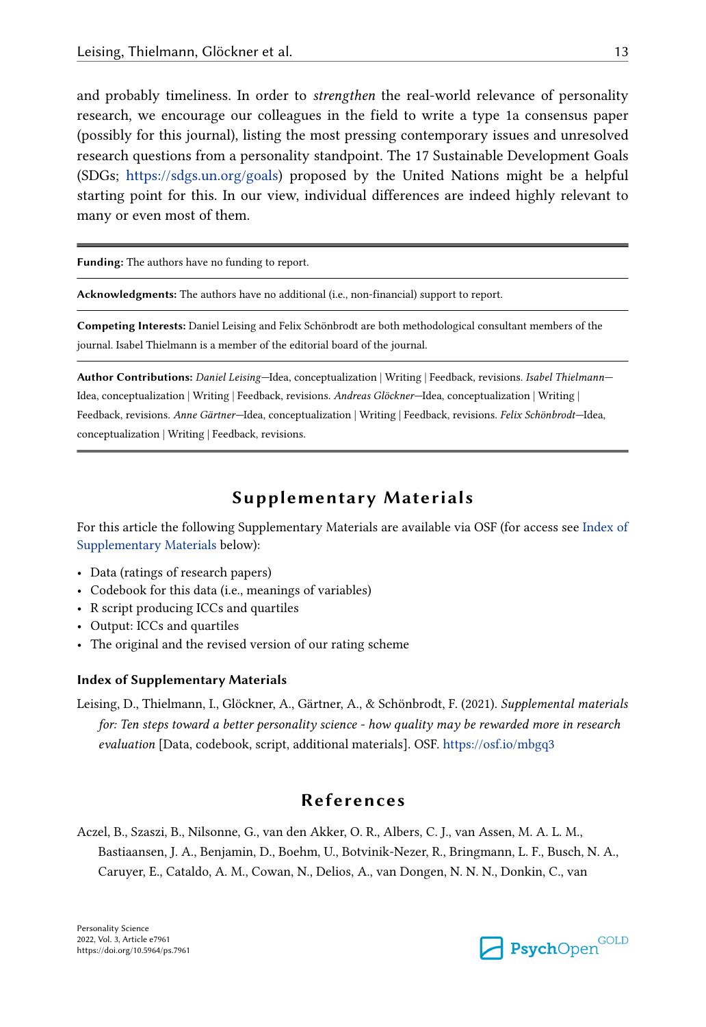and probably timeliness. In order to *strengthen* the real-world relevance of personality research, we encourage our colleagues in the field to write a type 1a consensus paper (possibly for this journal), listing the most pressing contemporary issues and unresolved research questions from a personality standpoint. The 17 Sustainable Development Goals (SDGs; https://sdgs.un.org/goals) proposed by the United Nations might be a helpful starting point for this. In our view, individual differences are indeed highly relevant to many or even most of them.

---

**Funding:** The authors have no funding to report.

**Acknowledgments:** The authors have no additional (i.e., non-financial) support to report.

**Competing Interests:** Daniel Leising and Felix Schönbrodt are both methodological consultant members of the journal. Isabel Thielmann is a member of the editorial board of the journal.

**Author Contributions:** *Daniel Leising*—Idea, conceptualization | Writing | Feedback, revisions. *Isabel Thielmann*—Idea, conceptualization | Writing | Feedback, revisions. *Andreas Glöckner*—Idea, conceptualization | Writing | Feedback, revisions. *Anne Gärtner*—Idea, conceptualization | Writing | Feedback, revisions. *Felix Schönbrodt*—Idea, conceptualization | Writing | Feedback, revisions.

---

## Supplementary Materials

For this article the following Supplementary Materials are available via OSF (for access see Index of Supplementary Materials below):

- Data (ratings of research papers)
- Codebook for this data (i.e., meanings of variables)
- R script producing ICCs and quartiles
- Output: ICCs and quartiles
- The original and the revised version of our rating scheme

### Index of Supplementary Materials

Leising, D., Thielmann, I., Glöckner, A., Gärtner, A., & Schönbrodt, F. (2021). *Supplemental materials for: Ten steps toward a better personality science - how quality may be rewarded more in research evaluation* [Data, codebook, script, additional materials]. OSF. https://osf.io/mbgq3

## References

Aczel, B., Szaszi, B., Nilsonne, G., van den Akker, O. R., Albers, C. J., van Assen, M. A. L. M., Bastiaansen, J. A., Benjamin, D., Boehm, U., Botvinik-Nezer, R., Bringmann, L. F., Busch, N. A., Caruyer, E., Cataldo, A. M., Cowan, N., Delios, A., van Dongen, N. N. N., Donkin, C., van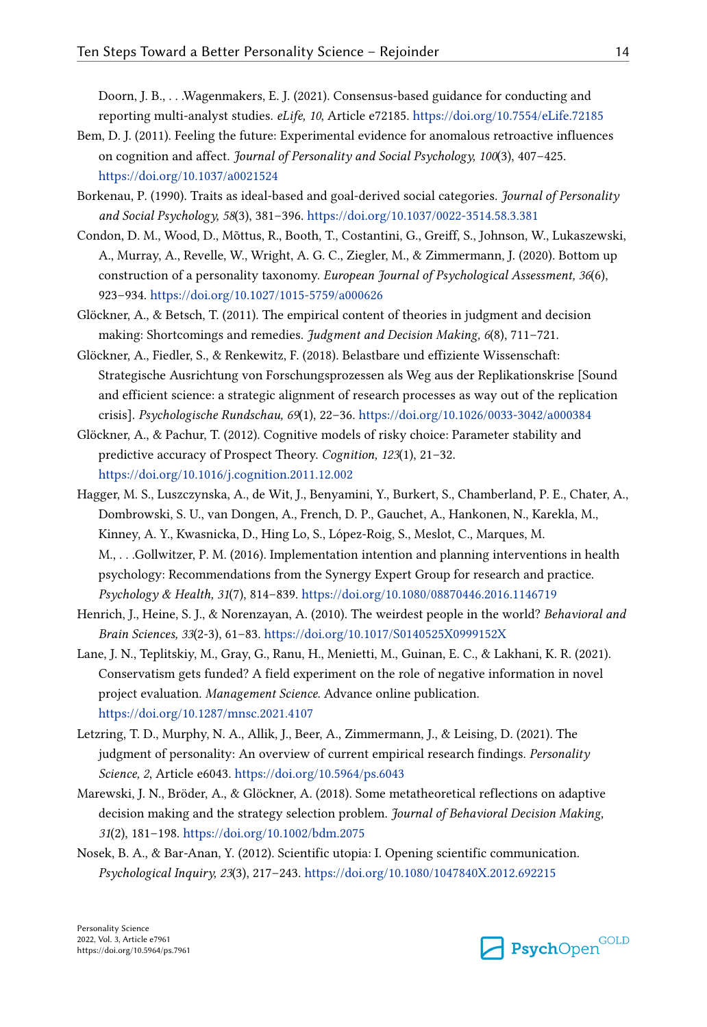Doorn, J. B., . . .Wagenmakers, E. J. (2021). Consensus-based guidance for conducting and reporting multi-analyst studies. *eLife, 10*, Article e72185. https://doi.org/10.7554/eLife.72185

Bem, D. J. (2011). Feeling the future: Experimental evidence for anomalous retroactive influences on cognition and affect. *Journal of Personality and Social Psychology, 100*(3), 407–425. https://doi.org/10.1037/a0021524

Borkenau, P. (1990). Traits as ideal-based and goal-derived social categories. *Journal of Personality and Social Psychology, 58*(3), 381–396. https://doi.org/10.1037/0022-3514.58.3.381

Condon, D. M., Wood, D., Mõttus, R., Booth, T., Costantini, G., Greiff, S., Johnson, W., Lukaszewski, A., Murray, A., Revelle, W., Wright, A. G. C., Ziegler, M., & Zimmermann, J. (2020). Bottom up construction of a personality taxonomy. *European Journal of Psychological Assessment, 36*(6), 923–934. https://doi.org/10.1027/1015-5759/a000626

Glöckner, A., & Betsch, T. (2011). The empirical content of theories in judgment and decision making: Shortcomings and remedies. *Judgment and Decision Making, 6*(8), 711–721.

Glöckner, A., Fiedler, S., & Renkewitz, F. (2018). Belastbare und effiziente Wissenschaft: Strategische Ausrichtung von Forschungsprozessen als Weg aus der Replikationskrise [Sound and efficient science: a strategic alignment of research processes as way out of the replication crisis]. *Psychologische Rundschau, 69*(1), 22–36. https://doi.org/10.1026/0033-3042/a000384

Glöckner, A., & Pachur, T. (2012). Cognitive models of risky choice: Parameter stability and predictive accuracy of Prospect Theory. *Cognition, 123*(1), 21–32. https://doi.org/10.1016/j.cognition.2011.12.002

Hagger, M. S., Luszczynska, A., de Wit, J., Benyamini, Y., Burkert, S., Chamberland, P. E., Chater, A., Dombrowski, S. U., van Dongen, A., French, D. P., Gauchet, A., Hankonen, N., Karekla, M., Kinney, A. Y., Kwasnicka, D., Hing Lo, S., López-Roig, S., Meslot, C., Marques, M. M., . . .Gollwitzer, P. M. (2016). Implementation intention and planning interventions in health psychology: Recommendations from the Synergy Expert Group for research and practice. *Psychology & Health, 31*(7), 814–839. https://doi.org/10.1080/08870446.2016.1146719

Henrich, J., Heine, S. J., & Norenzayan, A. (2010). The weirdest people in the world? *Behavioral and Brain Sciences, 33*(2-3), 61–83. https://doi.org/10.1017/S0140525X0999152X

Lane, J. N., Teplitskiy, M., Gray, G., Ranu, H., Menietti, M., Guinan, E. C., & Lakhani, K. R. (2021). Conservatism gets funded? A field experiment on the role of negative information in novel project evaluation. *Management Science*. Advance online publication. https://doi.org/10.1287/mnsc.2021.4107

Letzring, T. D., Murphy, N. A., Allik, J., Beer, A., Zimmermann, J., & Leising, D. (2021). The judgment of personality: An overview of current empirical research findings. *Personality Science, 2*, Article e6043. https://doi.org/10.5964/ps.6043

Marewski, J. N., Bröder, A., & Glöckner, A. (2018). Some metatheoretical reflections on adaptive decision making and the strategy selection problem. *Journal of Behavioral Decision Making, 31*(2), 181–198. https://doi.org/10.1002/bdm.2075

Nosek, B. A., & Bar-Anan, Y. (2012). Scientific utopia: I. Opening scientific communication. *Psychological Inquiry, 23*(3), 217–243. https://doi.org/10.1080/1047840X.2012.692215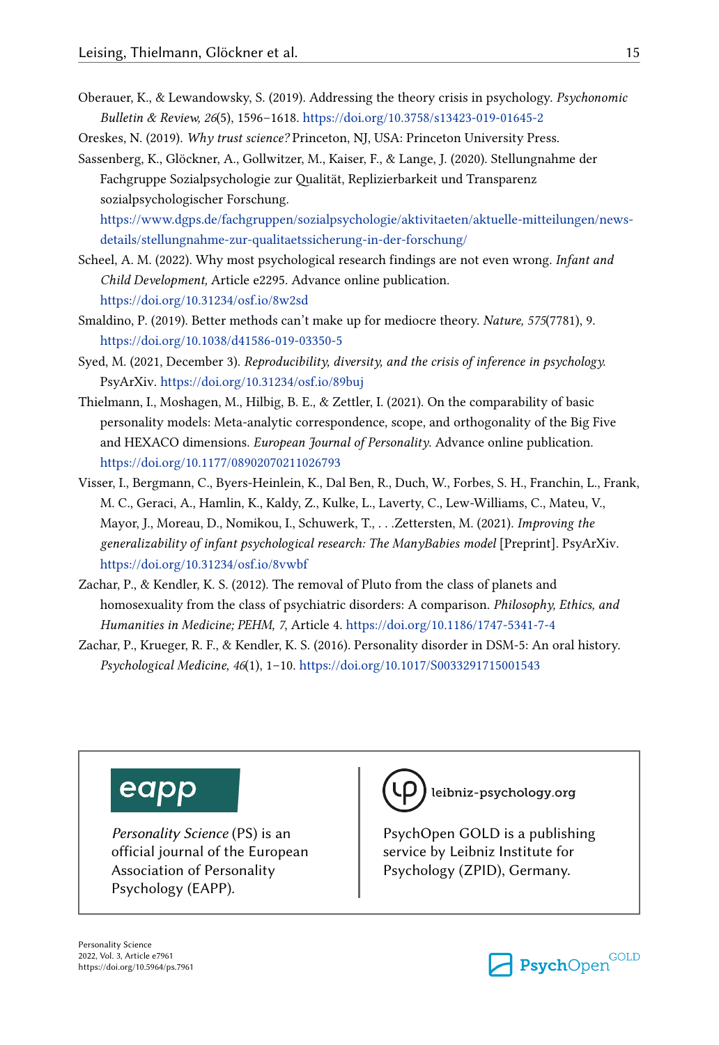Oberauer, K., & Lewandowsky, S. (2019). Addressing the theory crisis in psychology. *Psychonomic Bulletin & Review, 26*(5), 1596–1618. https://doi.org/10.3758/s13423-019-01645-2

Oreskes, N. (2019). *Why trust science?* Princeton, NJ, USA: Princeton University Press.

Sassenberg, K., Glöckner, A., Gollwitzer, M., Kaiser, F., & Lange, J. (2020). Stellungnahme der Fachgruppe Sozialpsychologie zur Qualität, Replizierbarkeit und Transparenz sozialpsychologischer Forschung. https://www.dgps.de/fachgruppen/sozialpsychologie/aktivitaeten/aktuelle-mitteilungen/news-details/stellungnahme-zur-qualitaetssicherung-in-der-forschung/

Scheel, A. M. (2022). Why most psychological research findings are not even wrong. *Infant and Child Development,* Article e2295. Advance online publication. https://doi.org/10.31234/osf.io/8w2sd

Smaldino, P. (2019). Better methods can't make up for mediocre theory. *Nature, 575*(7781), 9. https://doi.org/10.1038/d41586-019-03350-5

Syed, M. (2021, December 3). *Reproducibility, diversity, and the crisis of inference in psychology.* PsyArXiv. https://doi.org/10.31234/osf.io/89buj

Thielmann, I., Moshagen, M., Hilbig, B. E., & Zettler, I. (2021). On the comparability of basic personality models: Meta-analytic correspondence, scope, and orthogonality of the Big Five and HEXACO dimensions. *European Journal of Personality.* Advance online publication. https://doi.org/10.1177/08902070211026793

Visser, I., Bergmann, C., Byers-Heinlein, K., Dal Ben, R., Duch, W., Forbes, S. H., Franchin, L., Frank, M. C., Geraci, A., Hamlin, K., Kaldy, Z., Kulke, L., Laverty, C., Lew-Williams, C., Mateu, V., Mayor, J., Moreau, D., Nomikou, I., Schuwerk, T., . . .Zettersten, M. (2021). *Improving the generalizability of infant psychological research: The ManyBabies model* [Preprint]. PsyArXiv. https://doi.org/10.31234/osf.io/8vwbf

Zachar, P., & Kendler, K. S. (2012). The removal of Pluto from the class of planets and homosexuality from the class of psychiatric disorders: A comparison. *Philosophy, Ethics, and Humanities in Medicine; PEHM, 7,* Article 4. https://doi.org/10.1186/1747-5341-7-4

Zachar, P., Krueger, R. F., & Kendler, K. S. (2016). Personality disorder in DSM-5: An oral history. *Psychological Medicine, 46*(1), 1–10. https://doi.org/10.1017/S0033291715001543

eapp

*Personality Science* (PS) is an official journal of the European Association of Personality Psychology (EAPP).

leibniz-psychology.org

PsychOpen GOLD is a publishing service by Leibniz Institute for Psychology (ZPID), Germany.